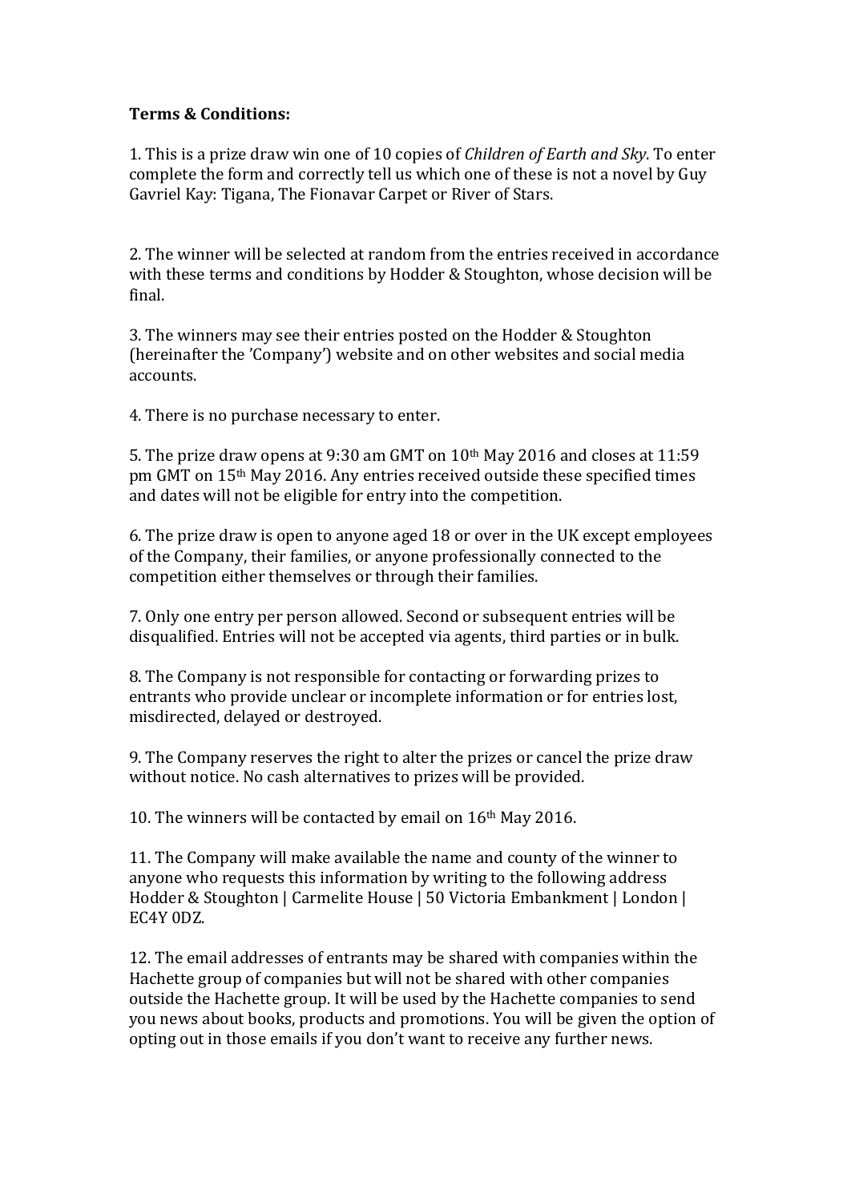**Terms & Conditions:**

1. This is a prize draw win one of 10 copies of *Children of Earth and Sky*. To enter complete the form and correctly tell us which one of these is not a novel by Guy Gavriel Kay: Tigana, The Fionavar Carpet or River of Stars.

2. The winner will be selected at random from the entries received in accordance with these terms and conditions by Hodder & Stoughton, whose decision will be final.

3. The winners may see their entries posted on the Hodder & Stoughton (hereinafter the 'Company') website and on other websites and social media accounts.

4. There is no purchase necessary to enter.

5. The prize draw opens at 9:30 am GMT on 10th May 2016 and closes at 11:59 pm GMT on 15th May 2016. Any entries received outside these specified times and dates will not be eligible for entry into the competition.

6. The prize draw is open to anyone aged 18 or over in the UK except employees of the Company, their families, or anyone professionally connected to the competition either themselves or through their families.

7. Only one entry per person allowed. Second or subsequent entries will be disqualified. Entries will not be accepted via agents, third parties or in bulk.

8. The Company is not responsible for contacting or forwarding prizes to entrants who provide unclear or incomplete information or for entries lost, misdirected, delayed or destroyed.

9. The Company reserves the right to alter the prizes or cancel the prize draw without notice. No cash alternatives to prizes will be provided.

10. The winners will be contacted by email on 16th May 2016.

11. The Company will make available the name and county of the winner to anyone who requests this information by writing to the following address Hodder & Stoughton | Carmelite House | 50 Victoria Embankment | London | EC4Y 0DZ.

12. The email addresses of entrants may be shared with companies within the Hachette group of companies but will not be shared with other companies outside the Hachette group. It will be used by the Hachette companies to send you news about books, products and promotions. You will be given the option of opting out in those emails if you don't want to receive any further news.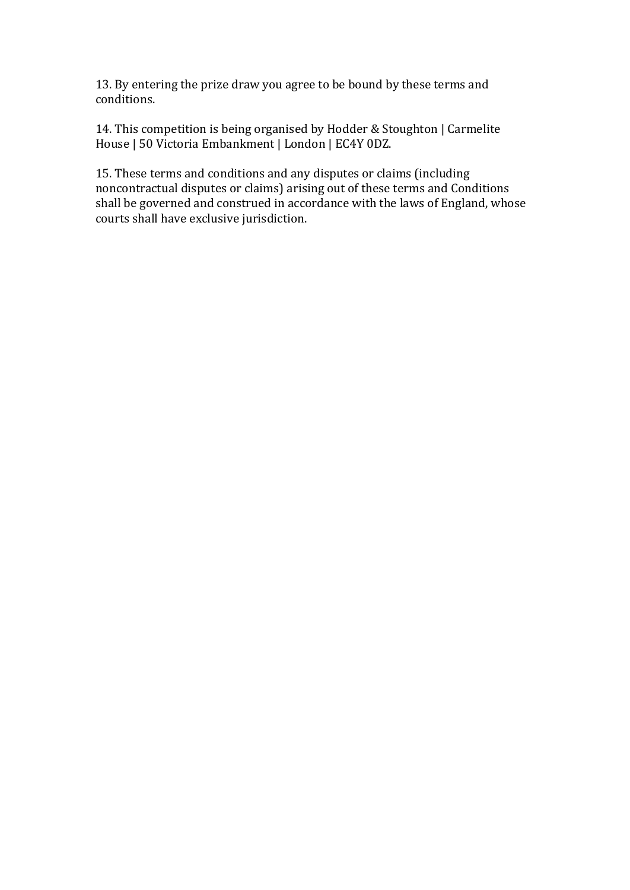13. By entering the prize draw you agree to be bound by these terms and conditions.

14. This competition is being organised by Hodder & Stoughton | Carmelite House | 50 Victoria Embankment | London | EC4Y 0DZ.

15. These terms and conditions and any disputes or claims (including noncontractual disputes or claims) arising out of these terms and Conditions shall be governed and construed in accordance with the laws of England, whose courts shall have exclusive jurisdiction.